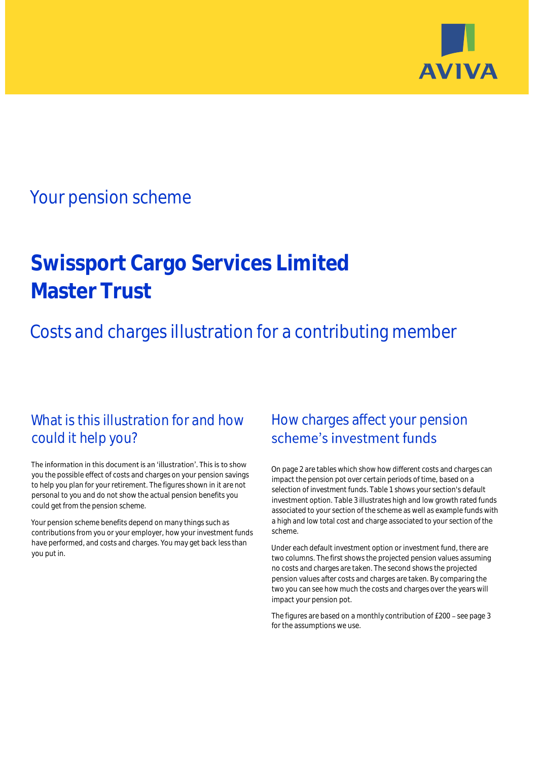AVIVA

## Your pension scheme

# Swissport Cargo Services Limited Master Trust

## Costs and charges illustration for a contributing member

### What is this illustration for and how could it help you?

The information in this document is an 'illustration'. This is to show you the possible effect of costs and charges on your pension savings to help you plan for your retirement. The figures shown in it are not personal to you and do not show the actual pension benefits you could get from the pension scheme.

Your pension scheme benefits depend on many things such as contributions from you or your employer, how your investment funds have performed, and costs and charges. You may get back less than you put in.

### How charges affect your pension scheme's investment funds

On page 2 are tables which show how different costs and charges can impact the pension pot over certain periods of time, based on a selection of investment funds. Table 1 shows your section's default investment option. Table 3 illustrates high and low growth rated funds associated to your section of the scheme as well as example funds with a high and low total cost and charge associated to your section of the scheme.

Under each default investment option or investment fund, there are two columns. The first shows the projected pension values assuming no costs and charges are taken. The second shows the projected pension values after costs and charges are taken. By comparing the two you can see how much the costs and charges over the years will impact your pension pot.

The figures are based on a monthly contribution of £200 – see page 3 for the assumptions we use.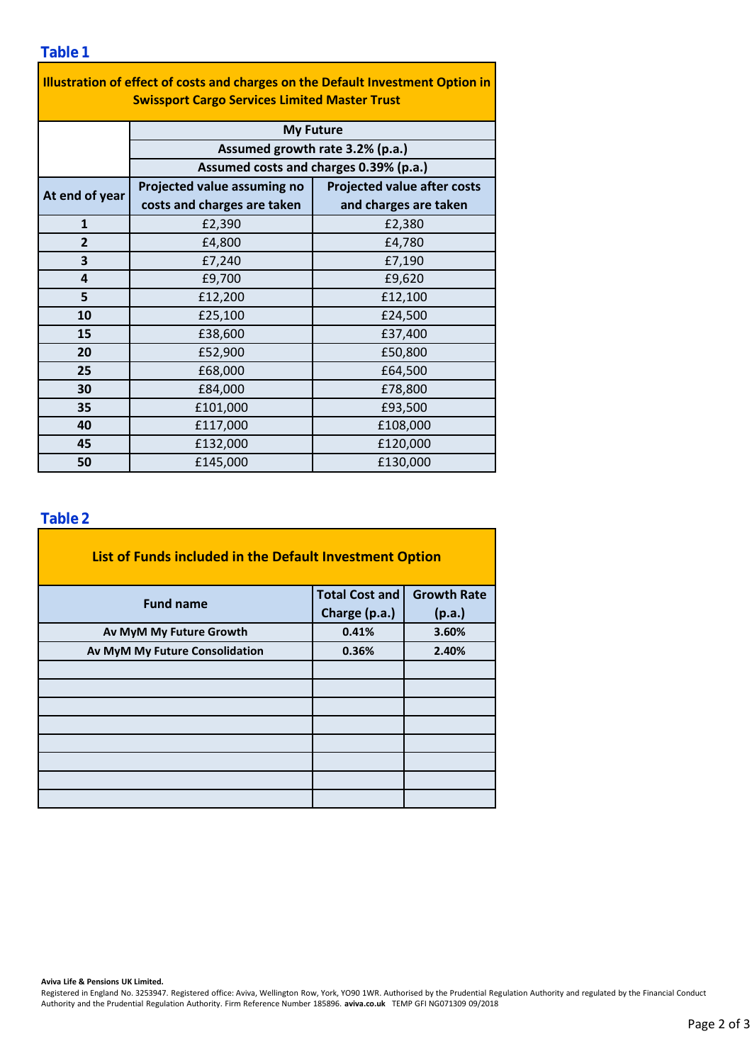## Table 1

| Illustration of effect of costs and charges on the Default Investment Option in Swissport Cargo Services Limited Master Trust | | |
|---|---|---|
| | My Future | |
| | Assumed growth rate 3.2% (p.a.) | |
| | Assumed costs and charges 0.39% (p.a.) | |
| At end of year | Projected value assuming no costs and charges are taken | Projected value after costs and charges are taken |
| 1 | £2,390 | £2,380 |
| 2 | £4,800 | £4,780 |
| 3 | £7,240 | £7,190 |
| 4 | £9,700 | £9,620 |
| 5 | £12,200 | £12,100 |
| 10 | £25,100 | £24,500 |
| 15 | £38,600 | £37,400 |
| 20 | £52,900 | £50,800 |
| 25 | £68,000 | £64,500 |
| 30 | £84,000 | £78,800 |
| 35 | £101,000 | £93,500 |
| 40 | £117,000 | £108,000 |
| 45 | £132,000 | £120,000 |
| 50 | £145,000 | £130,000 |

## Table 2

| List of Funds included in the Default Investment Option | | |
|---|---|---|
| Fund name | Total Cost and Charge (p.a.) | Growth Rate (p.a.) |
| Av MyM My Future Growth | 0.41% | 3.60% |
| Av MyM My Future Consolidation | 0.36% | 2.40% |
| | | |
| | | |
| | | |
| | | |
| | | |
| | | |
| | | |
| | | |

**Aviva Life & Pensions UK Limited.**
Registered in England No. 3253947. Registered office: Aviva, Wellington Row, York, YO90 1WR. Authorised by the Prudential Regulation Authority and regulated by the Financial Conduct Authority and the Prudential Regulation Authority. Firm Reference Number 185896. **aviva.co.uk** TEMP GFI NG071309 09/2018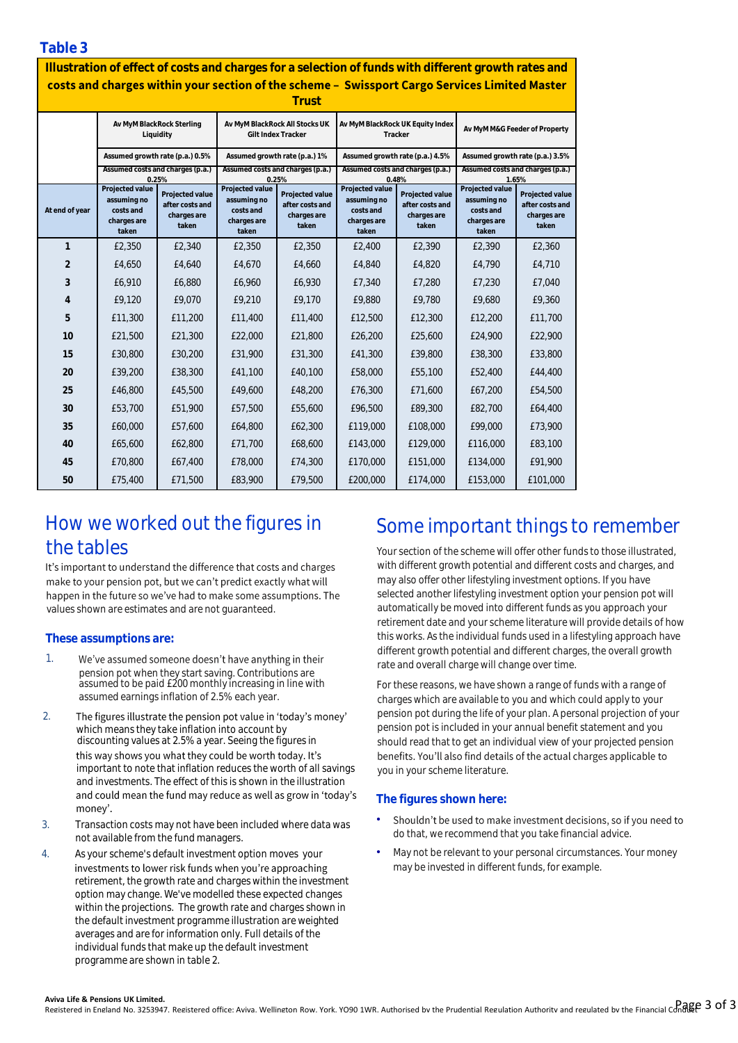## Table 3

| Illustration of effect of costs and charges for a selection of funds with different growth rates and costs and charges within your section of the scheme – Swissport Cargo Services Limited Master Trust | | | | | | | | |
|---|---|---|---|---|---|---|---|---|
| | Av MyM BlackRock Sterling Liquidity | | Av MyM BlackRock All Stocks UK Gilt Index Tracker | | Av MyM BlackRock UK Equity Index Tracker | | Av MyM M&G Feeder of Property | |
| | Assumed growth rate (p.a.) 0.5% | | Assumed growth rate (p.a.) 1% | | Assumed growth rate (p.a.) 4.5% | | Assumed growth rate (p.a.) 3.5% | |
| | Assumed costs and charges (p.a.) 0.25% | | Assumed costs and charges (p.a.) 0.25% | | Assumed costs and charges (p.a.) 0.48% | | Assumed costs and charges (p.a.) 1.65% | |
| At end of year | Projected value assuming no costs and charges are taken | Projected value after costs and charges are taken | Projected value assuming no costs and charges are taken | Projected value after costs and charges are taken | Projected value assuming no costs and charges are taken | Projected value after costs and charges are taken | Projected value assuming no costs and charges are taken | Projected value after costs and charges are taken |
| 1 | £2,350 | £2,340 | £2,350 | £2,350 | £2,400 | £2,390 | £2,390 | £2,360 |
| 2 | £4,650 | £4,640 | £4,670 | £4,660 | £4,840 | £4,820 | £4,790 | £4,710 |
| 3 | £6,910 | £6,880 | £6,960 | £6,930 | £7,340 | £7,280 | £7,230 | £7,040 |
| 4 | £9,120 | £9,070 | £9,210 | £9,170 | £9,880 | £9,780 | £9,680 | £9,360 |
| 5 | £11,300 | £11,200 | £11,400 | £11,400 | £12,500 | £12,300 | £12,200 | £11,700 |
| 10 | £21,500 | £21,300 | £22,000 | £21,800 | £26,200 | £25,600 | £24,900 | £22,900 |
| 15 | £30,800 | £30,200 | £31,900 | £31,300 | £41,300 | £39,800 | £38,300 | £33,800 |
| 20 | £39,200 | £38,300 | £41,100 | £40,100 | £58,000 | £55,100 | £52,400 | £44,400 |
| 25 | £46,800 | £45,500 | £49,600 | £48,200 | £76,300 | £71,600 | £67,200 | £54,500 |
| 30 | £53,700 | £51,900 | £57,500 | £55,600 | £96,500 | £89,300 | £82,700 | £64,400 |
| 35 | £60,000 | £57,600 | £64,800 | £62,300 | £119,000 | £108,000 | £99,000 | £73,900 |
| 40 | £65,600 | £62,800 | £71,700 | £68,600 | £143,000 | £129,000 | £116,000 | £83,100 |
| 45 | £70,800 | £67,400 | £78,000 | £74,300 | £170,000 | £151,000 | £134,000 | £91,900 |
| 50 | £75,400 | £71,500 | £83,900 | £79,500 | £200,000 | £174,000 | £153,000 | £101,000 |

# How we worked out the figures in the tables

It's important to understand the difference that costs and charges make to your pension pot, but we can't predict exactly what will happen in the future so we've had to make some assumptions. The values shown are estimates and are not guaranteed.

### These assumptions are:

1. We've assumed someone doesn't have anything in their pension pot when they start saving. Contributions are assumed to be paid £200 monthly increasing in line with assumed earnings inflation of 2.5% each year.
2. The figures illustrate the pension pot value in 'today's money' which means they take inflation into account by discounting values at 2.5% a year. Seeing the figures in this way shows you what they could be worth today. It's important to note that inflation reduces the worth of all savings and investments. The effect of this is shown in the illustration and could mean the fund may reduce as well as grow in 'today's money'.
3. Transaction costs may not have been included where data was not available from the fund managers.
4. As your scheme's default investment option moves your investments to lower risk funds when you're approaching retirement, the growth rate and charges within the investment option may change. We've modelled these expected changes within the projections. The growth rate and charges shown in the default investment programme illustration are weighted averages and are for information only. Full details of the individual funds that make up the default investment programme are shown in table 2.

# Some important things to remember

Your section of the scheme will offer other funds to those illustrated, with different growth potential and different costs and charges, and may also offer other lifestyling investment options. If you have selected another lifestyling investment option your pension pot will automatically be moved into different funds as you approach your retirement date and your scheme literature will provide details of how this works. As the individual funds used in a lifestyling approach have different growth potential and different charges, the overall growth rate and overall charge will change over time.

For these reasons, we have shown a range of funds with a range of charges which are available to you and which could apply to your pension pot during the life of your plan. A personal projection of your pension pot is included in your annual benefit statement and you should read that to get an individual view of your projected pension benefits. You'll also find details of the actual charges applicable to you in your scheme literature.

### The figures shown here:

- Shouldn't be used to make investment decisions, so if you need to do that, we recommend that you take financial advice.
- May not be relevant to your personal circumstances. Your money may be invested in different funds, for example.

**Aviva Life & Pensions UK Limited.**
Registered in England No. 3253947. Registered office: Aviva, Wellington Row, York, YO90 1WR. Authorised by the Prudential Regulation Authority and regulated by the Financial Conduct